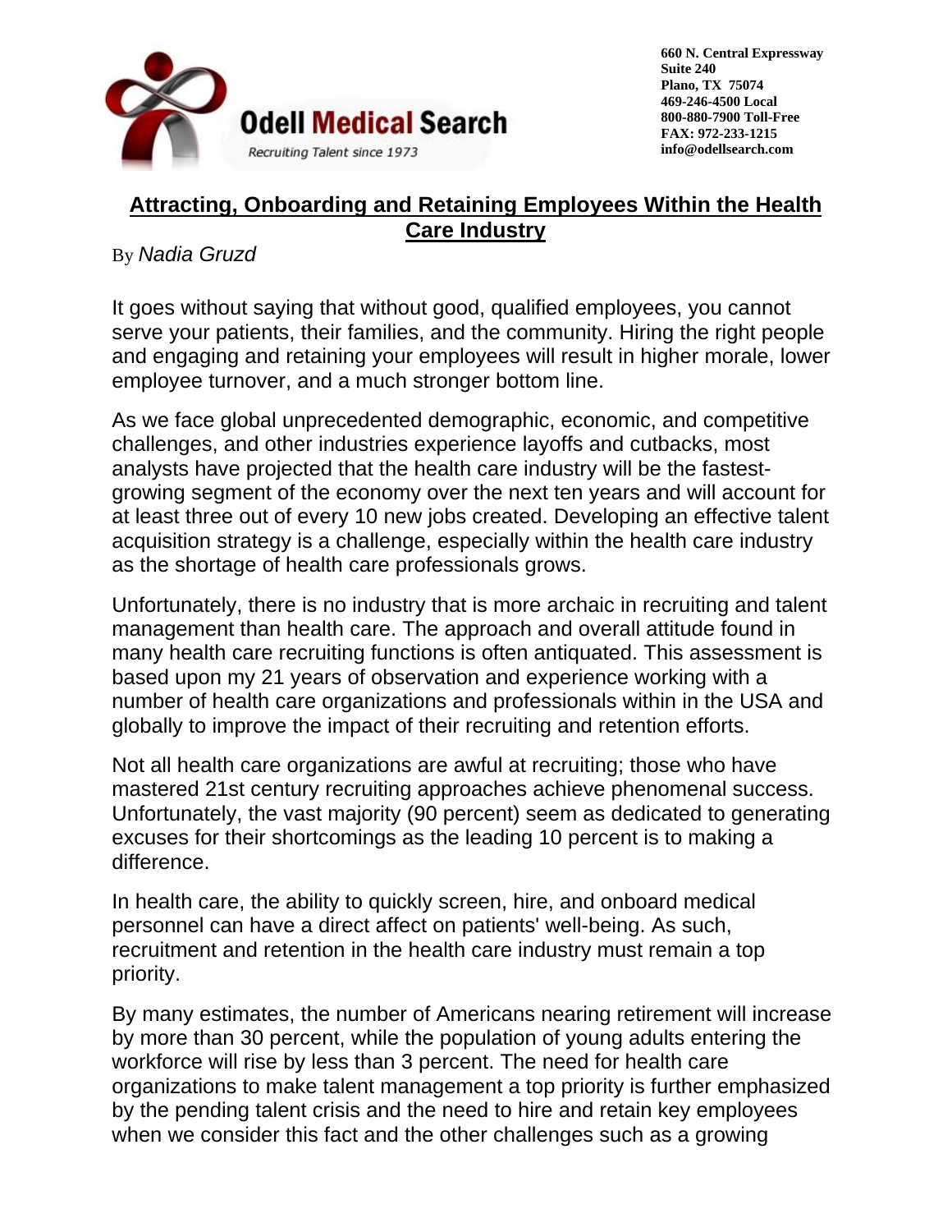Odell Medical Search

Recruiting Talent since 1973

660 N. Central Expressway
Suite 240
Plano, TX 75074
469-246-4500 Local
800-880-7900 Toll-Free
FAX: 972-233-1215
info@odellsearch.com

# Attracting, Onboarding and Retaining Employees Within the Health Care Industry

By *Nadia Gruzd*

It goes without saying that without good, qualified employees, you cannot serve your patients, their families, and the community. Hiring the right people and engaging and retaining your employees will result in higher morale, lower employee turnover, and a much stronger bottom line.

As we face global unprecedented demographic, economic, and competitive challenges, and other industries experience layoffs and cutbacks, most analysts have projected that the health care industry will be the fastest-growing segment of the economy over the next ten years and will account for at least three out of every 10 new jobs created. Developing an effective talent acquisition strategy is a challenge, especially within the health care industry as the shortage of health care professionals grows.

Unfortunately, there is no industry that is more archaic in recruiting and talent management than health care. The approach and overall attitude found in many health care recruiting functions is often antiquated. This assessment is based upon my 21 years of observation and experience working with a number of health care organizations and professionals within in the USA and globally to improve the impact of their recruiting and retention efforts.

Not all health care organizations are awful at recruiting; those who have mastered 21st century recruiting approaches achieve phenomenal success. Unfortunately, the vast majority (90 percent) seem as dedicated to generating excuses for their shortcomings as the leading 10 percent is to making a difference.

In health care, the ability to quickly screen, hire, and onboard medical personnel can have a direct affect on patients' well-being. As such, recruitment and retention in the health care industry must remain a top priority.

By many estimates, the number of Americans nearing retirement will increase by more than 30 percent, while the population of young adults entering the workforce will rise by less than 3 percent. The need for health care organizations to make talent management a top priority is further emphasized by the pending talent crisis and the need to hire and retain key employees when we consider this fact and the other challenges such as a growing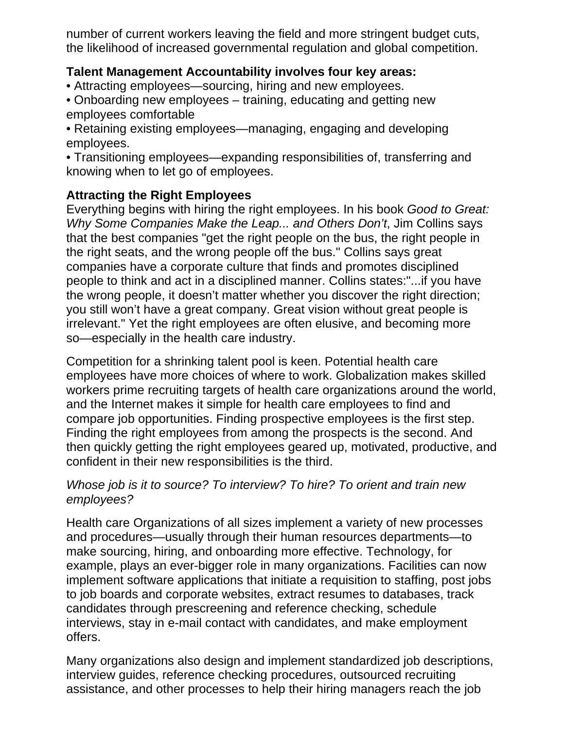number of current workers leaving the field and more stringent budget cuts, the likelihood of increased governmental regulation and global competition.

**Talent Management Accountability involves four key areas:**

- Attracting employees—sourcing, hiring and new employees.
- Onboarding new employees – training, educating and getting new employees comfortable
- Retaining existing employees—managing, engaging and developing employees.
- Transitioning employees—expanding responsibilities of, transferring and knowing when to let go of employees.

**Attracting the Right Employees**

Everything begins with hiring the right employees. In his book *Good to Great: Why Some Companies Make the Leap... and Others Don't*, Jim Collins says that the best companies "get the right people on the bus, the right people in the right seats, and the wrong people off the bus." Collins says great companies have a corporate culture that finds and promotes disciplined people to think and act in a disciplined manner. Collins states:"...if you have the wrong people, it doesn't matter whether you discover the right direction; you still won't have a great company. Great vision without great people is irrelevant." Yet the right employees are often elusive, and becoming more so—especially in the health care industry.

Competition for a shrinking talent pool is keen. Potential health care employees have more choices of where to work. Globalization makes skilled workers prime recruiting targets of health care organizations around the world, and the Internet makes it simple for health care employees to find and compare job opportunities. Finding prospective employees is the first step. Finding the right employees from among the prospects is the second. And then quickly getting the right employees geared up, motivated, productive, and confident in their new responsibilities is the third.

*Whose job is it to source? To interview? To hire? To orient and train new employees?*

Health care Organizations of all sizes implement a variety of new processes and procedures—usually through their human resources departments—to make sourcing, hiring, and onboarding more effective. Technology, for example, plays an ever-bigger role in many organizations. Facilities can now implement software applications that initiate a requisition to staffing, post jobs to job boards and corporate websites, extract resumes to databases, track candidates through prescreening and reference checking, schedule interviews, stay in e-mail contact with candidates, and make employment offers.

Many organizations also design and implement standardized job descriptions, interview guides, reference checking procedures, outsourced recruiting assistance, and other processes to help their hiring managers reach the job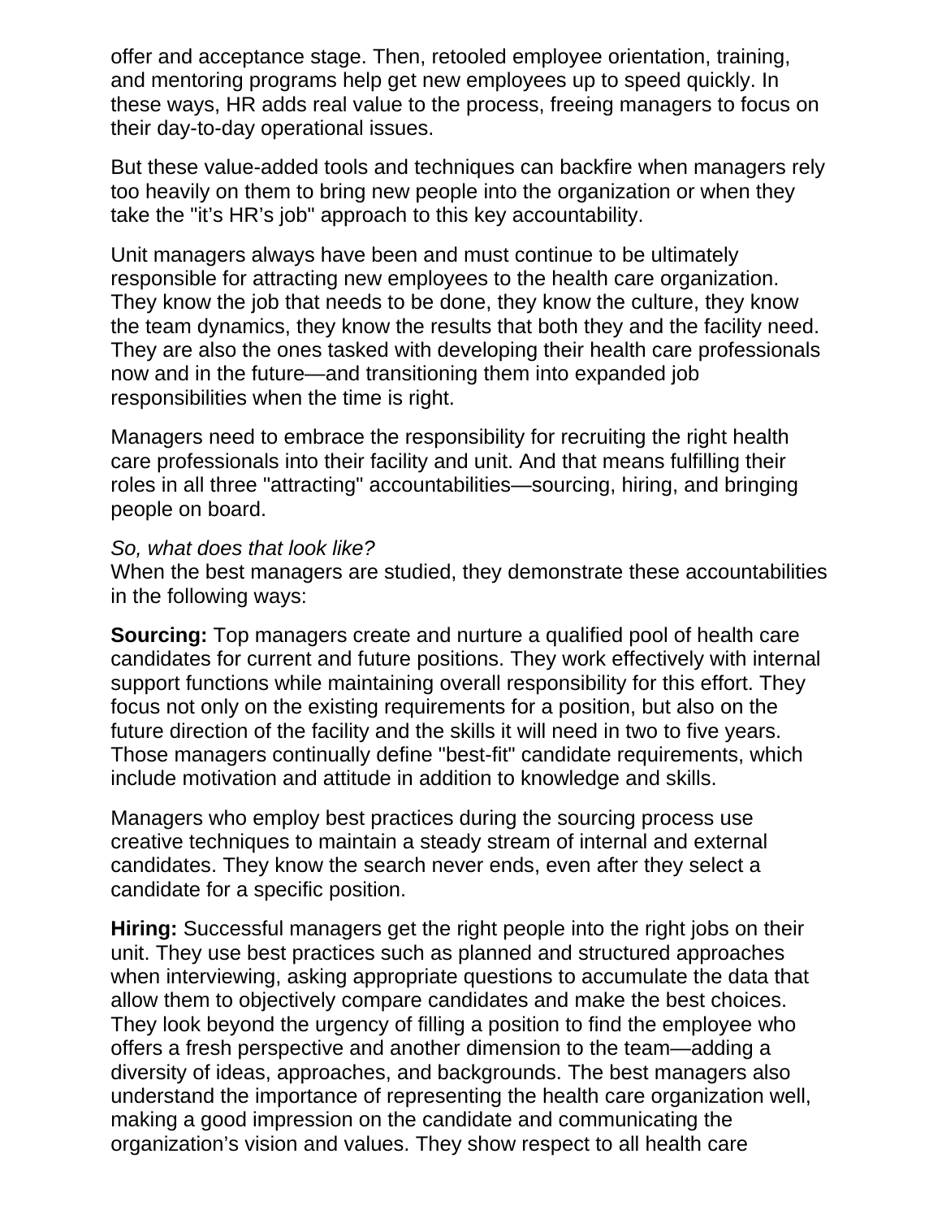offer and acceptance stage. Then, retooled employee orientation, training, and mentoring programs help get new employees up to speed quickly. In these ways, HR adds real value to the process, freeing managers to focus on their day-to-day operational issues.

But these value-added tools and techniques can backfire when managers rely too heavily on them to bring new people into the organization or when they take the "it's HR's job" approach to this key accountability.

Unit managers always have been and must continue to be ultimately responsible for attracting new employees to the health care organization. They know the job that needs to be done, they know the culture, they know the team dynamics, they know the results that both they and the facility need. They are also the ones tasked with developing their health care professionals now and in the future—and transitioning them into expanded job responsibilities when the time is right.

Managers need to embrace the responsibility for recruiting the right health care professionals into their facility and unit. And that means fulfilling their roles in all three "attracting" accountabilities—sourcing, hiring, and bringing people on board.

*So, what does that look like?*
When the best managers are studied, they demonstrate these accountabilities in the following ways:

**Sourcing:** Top managers create and nurture a qualified pool of health care candidates for current and future positions. They work effectively with internal support functions while maintaining overall responsibility for this effort. They focus not only on the existing requirements for a position, but also on the future direction of the facility and the skills it will need in two to five years. Those managers continually define "best-fit" candidate requirements, which include motivation and attitude in addition to knowledge and skills.

Managers who employ best practices during the sourcing process use creative techniques to maintain a steady stream of internal and external candidates. They know the search never ends, even after they select a candidate for a specific position.

**Hiring:** Successful managers get the right people into the right jobs on their unit. They use best practices such as planned and structured approaches when interviewing, asking appropriate questions to accumulate the data that allow them to objectively compare candidates and make the best choices. They look beyond the urgency of filling a position to find the employee who offers a fresh perspective and another dimension to the team—adding a diversity of ideas, approaches, and backgrounds. The best managers also understand the importance of representing the health care organization well, making a good impression on the candidate and communicating the organization's vision and values. They show respect to all health care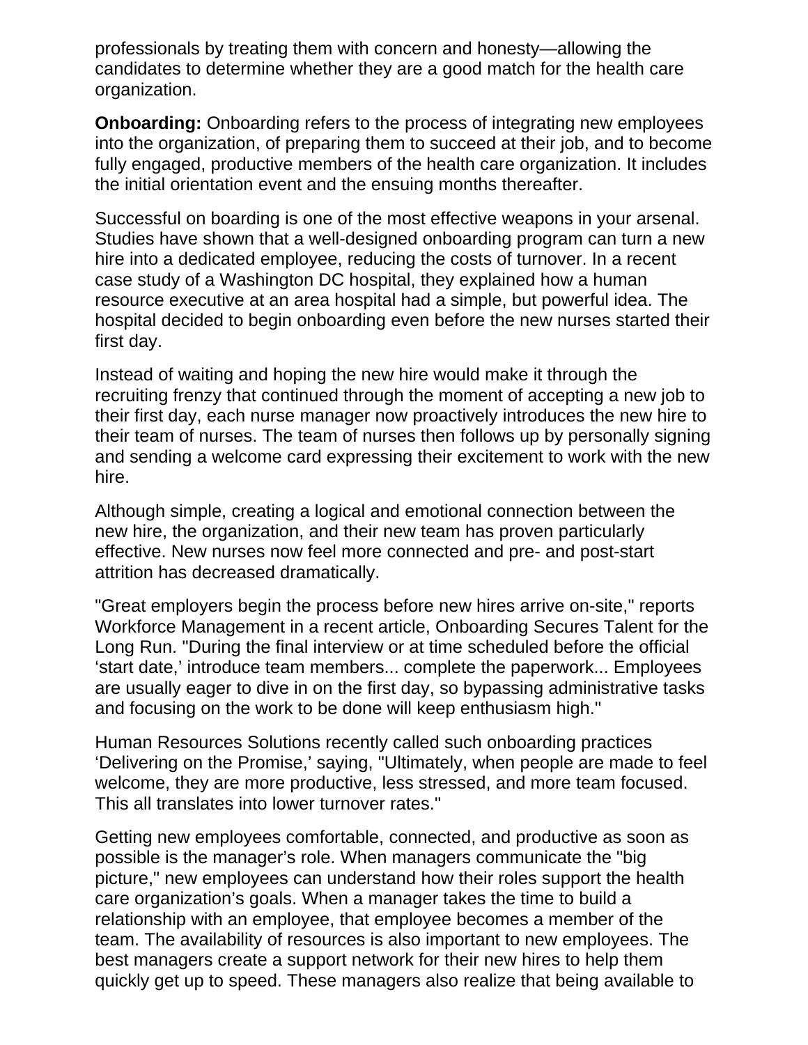professionals by treating them with concern and honesty—allowing the candidates to determine whether they are a good match for the health care organization.

**Onboarding:** Onboarding refers to the process of integrating new employees into the organization, of preparing them to succeed at their job, and to become fully engaged, productive members of the health care organization. It includes the initial orientation event and the ensuing months thereafter.

Successful on boarding is one of the most effective weapons in your arsenal. Studies have shown that a well-designed onboarding program can turn a new hire into a dedicated employee, reducing the costs of turnover. In a recent case study of a Washington DC hospital, they explained how a human resource executive at an area hospital had a simple, but powerful idea. The hospital decided to begin onboarding even before the new nurses started their first day.

Instead of waiting and hoping the new hire would make it through the recruiting frenzy that continued through the moment of accepting a new job to their first day, each nurse manager now proactively introduces the new hire to their team of nurses. The team of nurses then follows up by personally signing and sending a welcome card expressing their excitement to work with the new hire.

Although simple, creating a logical and emotional connection between the new hire, the organization, and their new team has proven particularly effective. New nurses now feel more connected and pre- and post-start attrition has decreased dramatically.

"Great employers begin the process before new hires arrive on-site," reports Workforce Management in a recent article, Onboarding Secures Talent for the Long Run. "During the final interview or at time scheduled before the official 'start date,' introduce team members... complete the paperwork... Employees are usually eager to dive in on the first day, so bypassing administrative tasks and focusing on the work to be done will keep enthusiasm high."

Human Resources Solutions recently called such onboarding practices 'Delivering on the Promise,' saying, "Ultimately, when people are made to feel welcome, they are more productive, less stressed, and more team focused. This all translates into lower turnover rates."

Getting new employees comfortable, connected, and productive as soon as possible is the manager's role. When managers communicate the "big picture," new employees can understand how their roles support the health care organization's goals. When a manager takes the time to build a relationship with an employee, that employee becomes a member of the team. The availability of resources is also important to new employees. The best managers create a support network for their new hires to help them quickly get up to speed. These managers also realize that being available to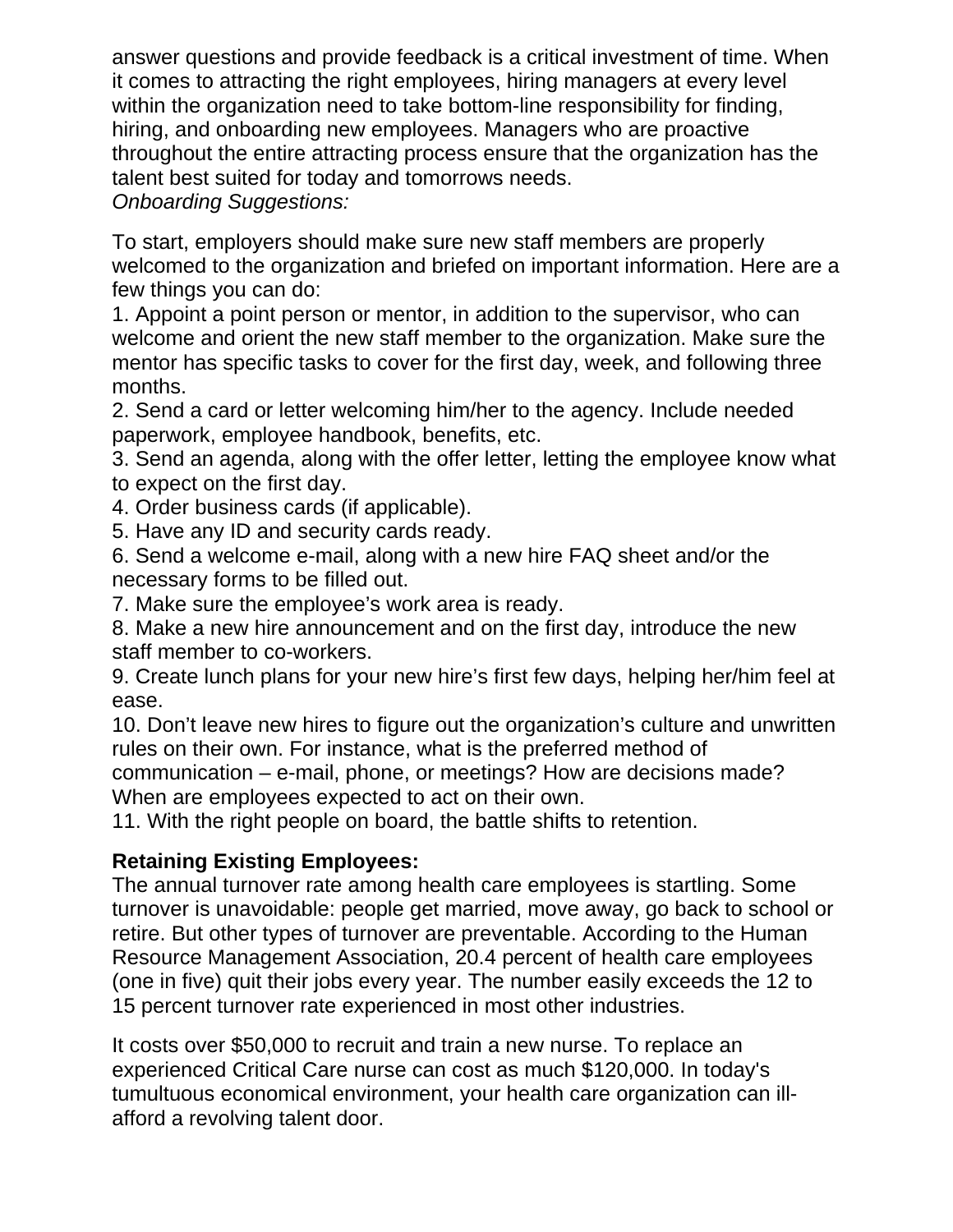answer questions and provide feedback is a critical investment of time. When it comes to attracting the right employees, hiring managers at every level within the organization need to take bottom-line responsibility for finding, hiring, and onboarding new employees. Managers who are proactive throughout the entire attracting process ensure that the organization has the talent best suited for today and tomorrows needs.

*Onboarding Suggestions:*

To start, employers should make sure new staff members are properly welcomed to the organization and briefed on important information. Here are a few things you can do:

1. Appoint a point person or mentor, in addition to the supervisor, who can welcome and orient the new staff member to the organization. Make sure the mentor has specific tasks to cover for the first day, week, and following three months.
2. Send a card or letter welcoming him/her to the agency. Include needed paperwork, employee handbook, benefits, etc.
3. Send an agenda, along with the offer letter, letting the employee know what to expect on the first day.
4. Order business cards (if applicable).
5. Have any ID and security cards ready.
6. Send a welcome e-mail, along with a new hire FAQ sheet and/or the necessary forms to be filled out.
7. Make sure the employee's work area is ready.
8. Make a new hire announcement and on the first day, introduce the new staff member to co-workers.
9. Create lunch plans for your new hire's first few days, helping her/him feel at ease.
10. Don't leave new hires to figure out the organization's culture and unwritten rules on their own. For instance, what is the preferred method of communication – e-mail, phone, or meetings? How are decisions made? When are employees expected to act on their own.
11. With the right people on board, the battle shifts to retention.

**Retaining Existing Employees:**

The annual turnover rate among health care employees is startling. Some turnover is unavoidable: people get married, move away, go back to school or retire. But other types of turnover are preventable. According to the Human Resource Management Association, 20.4 percent of health care employees (one in five) quit their jobs every year. The number easily exceeds the 12 to 15 percent turnover rate experienced in most other industries.

It costs over $50,000 to recruit and train a new nurse. To replace an experienced Critical Care nurse can cost as much $120,000. In today's tumultuous economical environment, your health care organization can ill-afford a revolving talent door.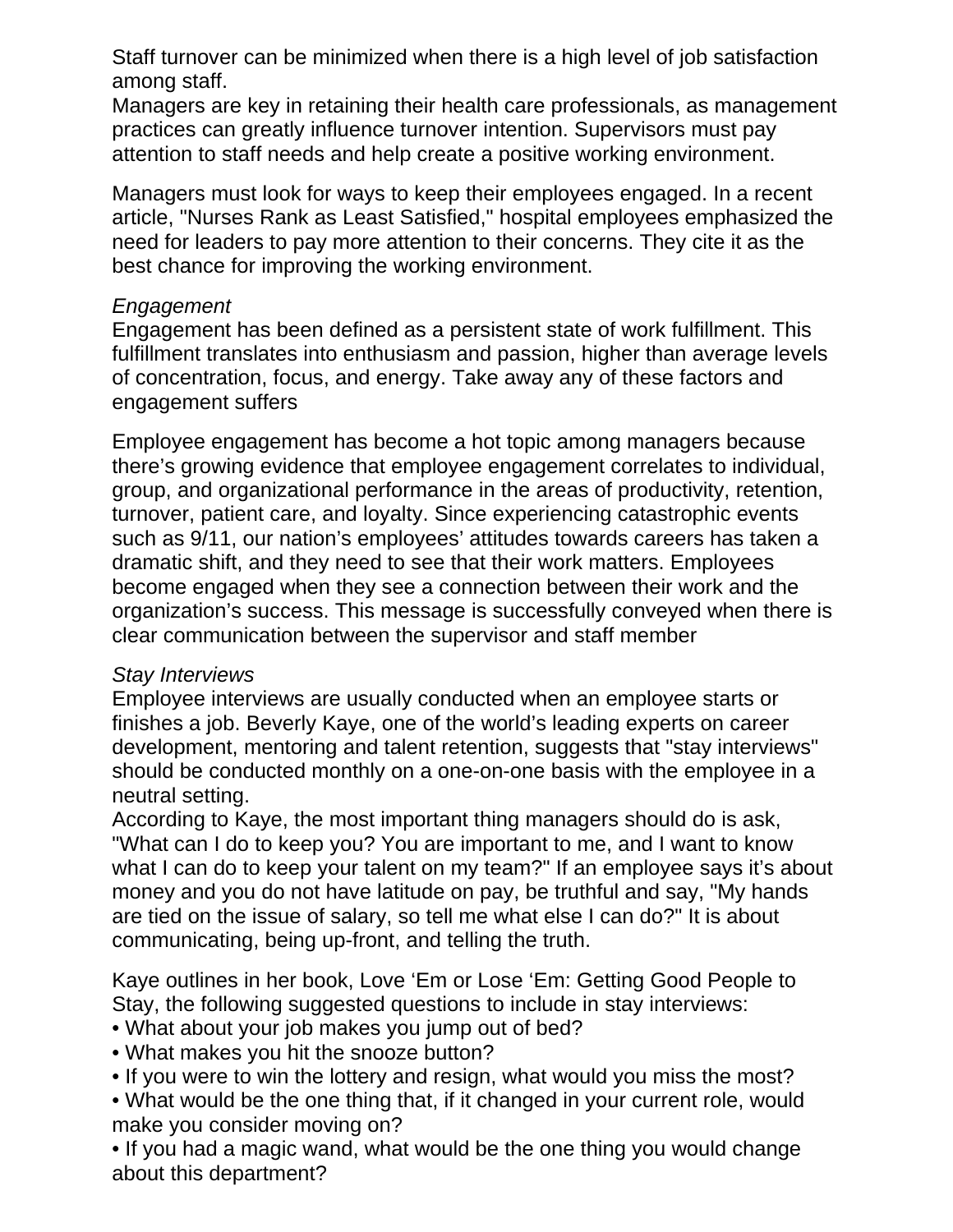Staff turnover can be minimized when there is a high level of job satisfaction among staff.
Managers are key in retaining their health care professionals, as management practices can greatly influence turnover intention. Supervisors must pay attention to staff needs and help create a positive working environment.

Managers must look for ways to keep their employees engaged. In a recent article, "Nurses Rank as Least Satisfied," hospital employees emphasized the need for leaders to pay more attention to their concerns. They cite it as the best chance for improving the working environment.

*Engagement*
Engagement has been defined as a persistent state of work fulfillment. This fulfillment translates into enthusiasm and passion, higher than average levels of concentration, focus, and energy. Take away any of these factors and engagement suffers

Employee engagement has become a hot topic among managers because there's growing evidence that employee engagement correlates to individual, group, and organizational performance in the areas of productivity, retention, turnover, patient care, and loyalty. Since experiencing catastrophic events such as 9/11, our nation's employees' attitudes towards careers has taken a dramatic shift, and they need to see that their work matters. Employees become engaged when they see a connection between their work and the organization's success. This message is successfully conveyed when there is clear communication between the supervisor and staff member

*Stay Interviews*
Employee interviews are usually conducted when an employee starts or finishes a job. Beverly Kaye, one of the world's leading experts on career development, mentoring and talent retention, suggests that "stay interviews" should be conducted monthly on a one-on-one basis with the employee in a neutral setting.
According to Kaye, the most important thing managers should do is ask, "What can I do to keep you? You are important to me, and I want to know what I can do to keep your talent on my team?" If an employee says it's about money and you do not have latitude on pay, be truthful and say, "My hands are tied on the issue of salary, so tell me what else I can do?" It is about communicating, being up-front, and telling the truth.

Kaye outlines in her book, Love 'Em or Lose 'Em: Getting Good People to Stay, the following suggested questions to include in stay interviews:

- What about your job makes you jump out of bed?
- What makes you hit the snooze button?
- If you were to win the lottery and resign, what would you miss the most?
- What would be the one thing that, if it changed in your current role, would make you consider moving on?
- If you had a magic wand, what would be the one thing you would change about this department?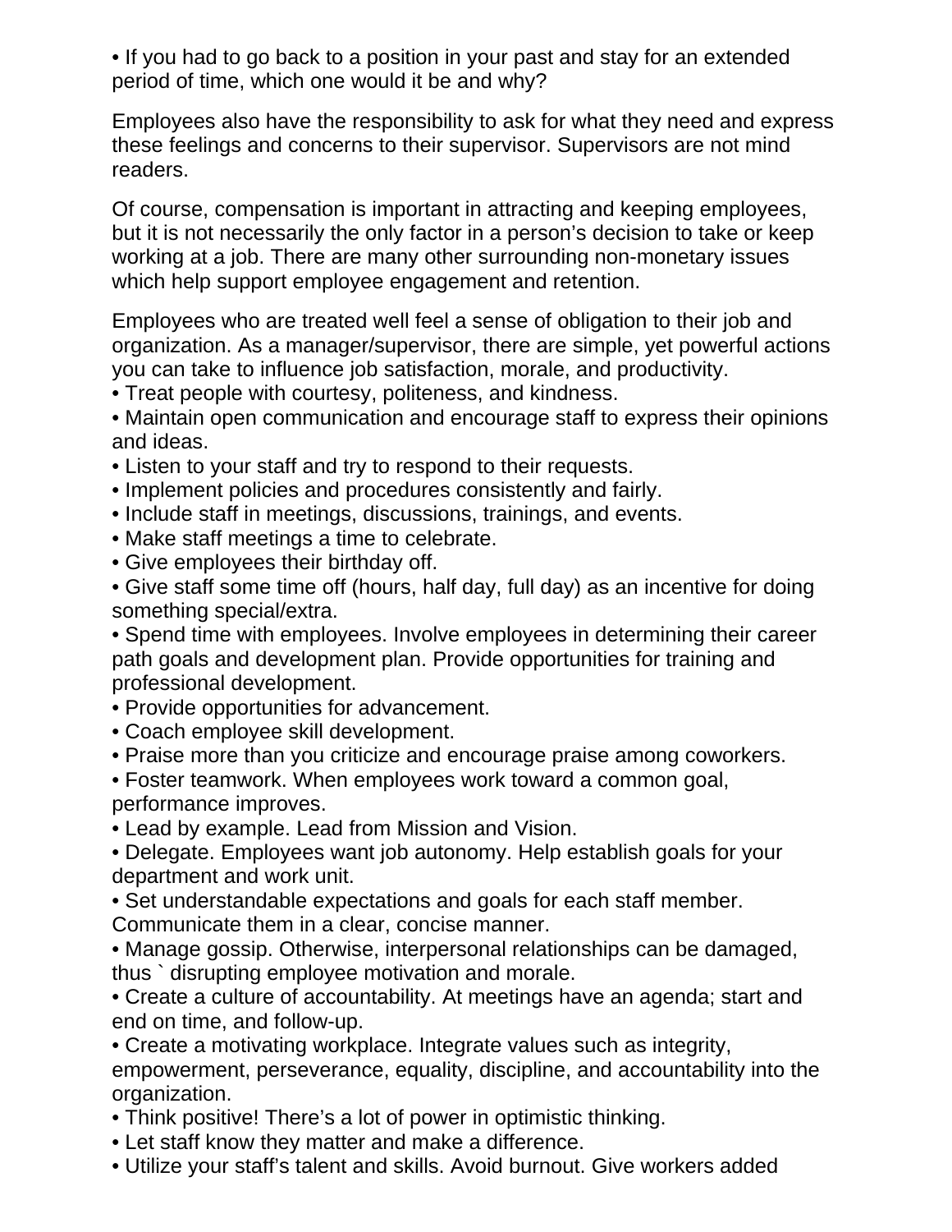- If you had to go back to a position in your past and stay for an extended period of time, which one would it be and why?

Employees also have the responsibility to ask for what they need and express these feelings and concerns to their supervisor. Supervisors are not mind readers.

Of course, compensation is important in attracting and keeping employees, but it is not necessarily the only factor in a person's decision to take or keep working at a job. There are many other surrounding non-monetary issues which help support employee engagement and retention.

Employees who are treated well feel a sense of obligation to their job and organization. As a manager/supervisor, there are simple, yet powerful actions you can take to influence job satisfaction, morale, and productivity.

- Treat people with courtesy, politeness, and kindness.
- Maintain open communication and encourage staff to express their opinions and ideas.
- Listen to your staff and try to respond to their requests.
- Implement policies and procedures consistently and fairly.
- Include staff in meetings, discussions, trainings, and events.
- Make staff meetings a time to celebrate.
- Give employees their birthday off.
- Give staff some time off (hours, half day, full day) as an incentive for doing something special/extra.
- Spend time with employees. Involve employees in determining their career path goals and development plan. Provide opportunities for training and professional development.
- Provide opportunities for advancement.
- Coach employee skill development.
- Praise more than you criticize and encourage praise among coworkers.
- Foster teamwork. When employees work toward a common goal, performance improves.
- Lead by example. Lead from Mission and Vision.
- Delegate. Employees want job autonomy. Help establish goals for your department and work unit.
- Set understandable expectations and goals for each staff member. Communicate them in a clear, concise manner.
- Manage gossip. Otherwise, interpersonal relationships can be damaged, thus ` disrupting employee motivation and morale.
- Create a culture of accountability. At meetings have an agenda; start and end on time, and follow-up.
- Create a motivating workplace. Integrate values such as integrity, empowerment, perseverance, equality, discipline, and accountability into the organization.
- Think positive! There's a lot of power in optimistic thinking.
- Let staff know they matter and make a difference.
- Utilize your staff's talent and skills. Avoid burnout. Give workers added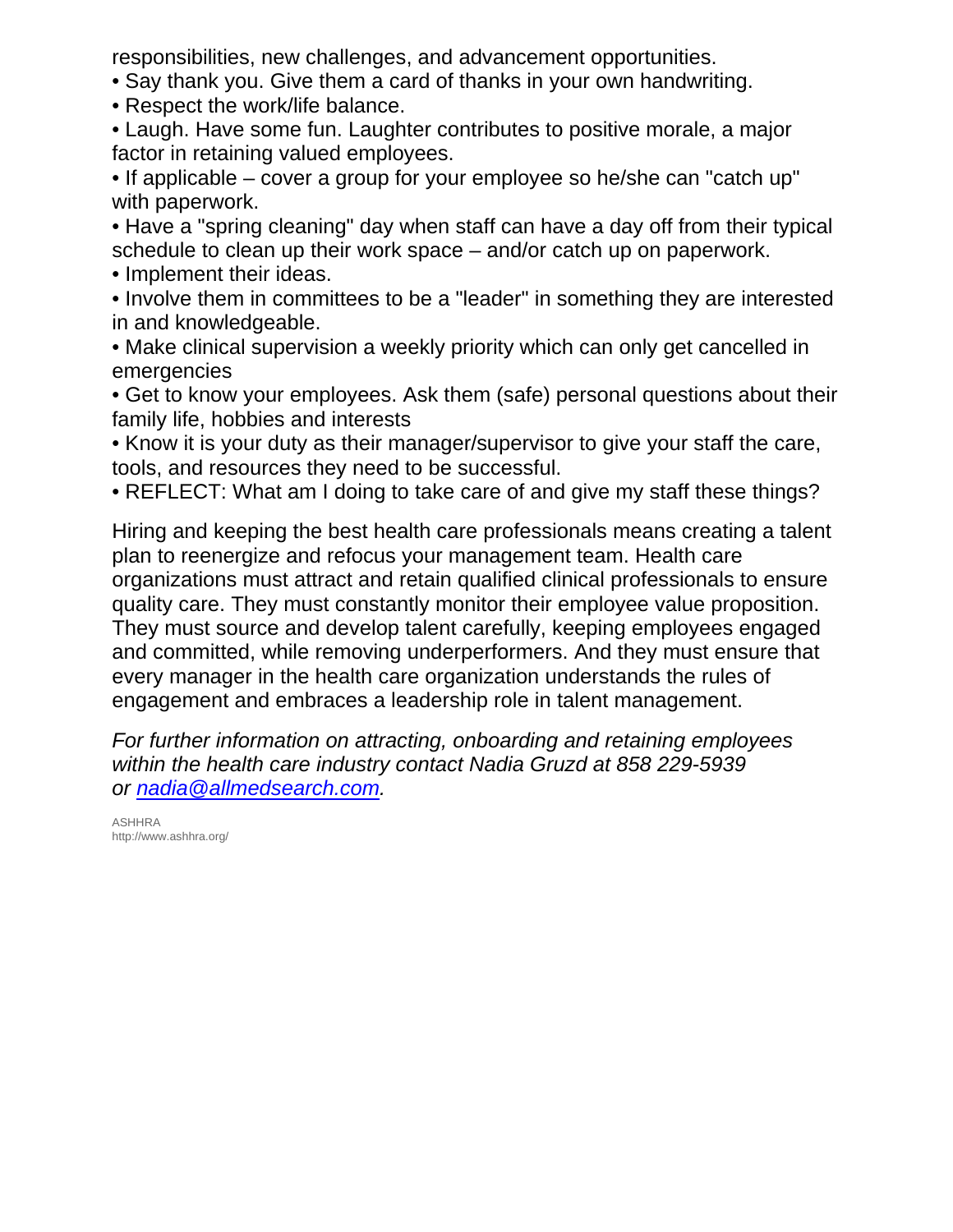responsibilities, new challenges, and advancement opportunities.

- Say thank you. Give them a card of thanks in your own handwriting.
- Respect the work/life balance.
- Laugh. Have some fun. Laughter contributes to positive morale, a major factor in retaining valued employees.
- If applicable – cover a group for your employee so he/she can "catch up" with paperwork.
- Have a "spring cleaning" day when staff can have a day off from their typical schedule to clean up their work space – and/or catch up on paperwork.
- Implement their ideas.
- Involve them in committees to be a "leader" in something they are interested in and knowledgeable.
- Make clinical supervision a weekly priority which can only get cancelled in emergencies
- Get to know your employees. Ask them (safe) personal questions about their family life, hobbies and interests
- Know it is your duty as their manager/supervisor to give your staff the care, tools, and resources they need to be successful.
- REFLECT: What am I doing to take care of and give my staff these things?

Hiring and keeping the best health care professionals means creating a talent plan to reenergize and refocus your management team. Health care organizations must attract and retain qualified clinical professionals to ensure quality care. They must constantly monitor their employee value proposition. They must source and develop talent carefully, keeping employees engaged and committed, while removing underperformers. And they must ensure that every manager in the health care organization understands the rules of engagement and embraces a leadership role in talent management.

*For further information on attracting, onboarding and retaining employees within the health care industry contact Nadia Gruzd at 858 229-5939 or [nadia@allmedsearch.com](mailto:nadia@allmedsearch.com).*

ASHHRA
http://www.ashhra.org/